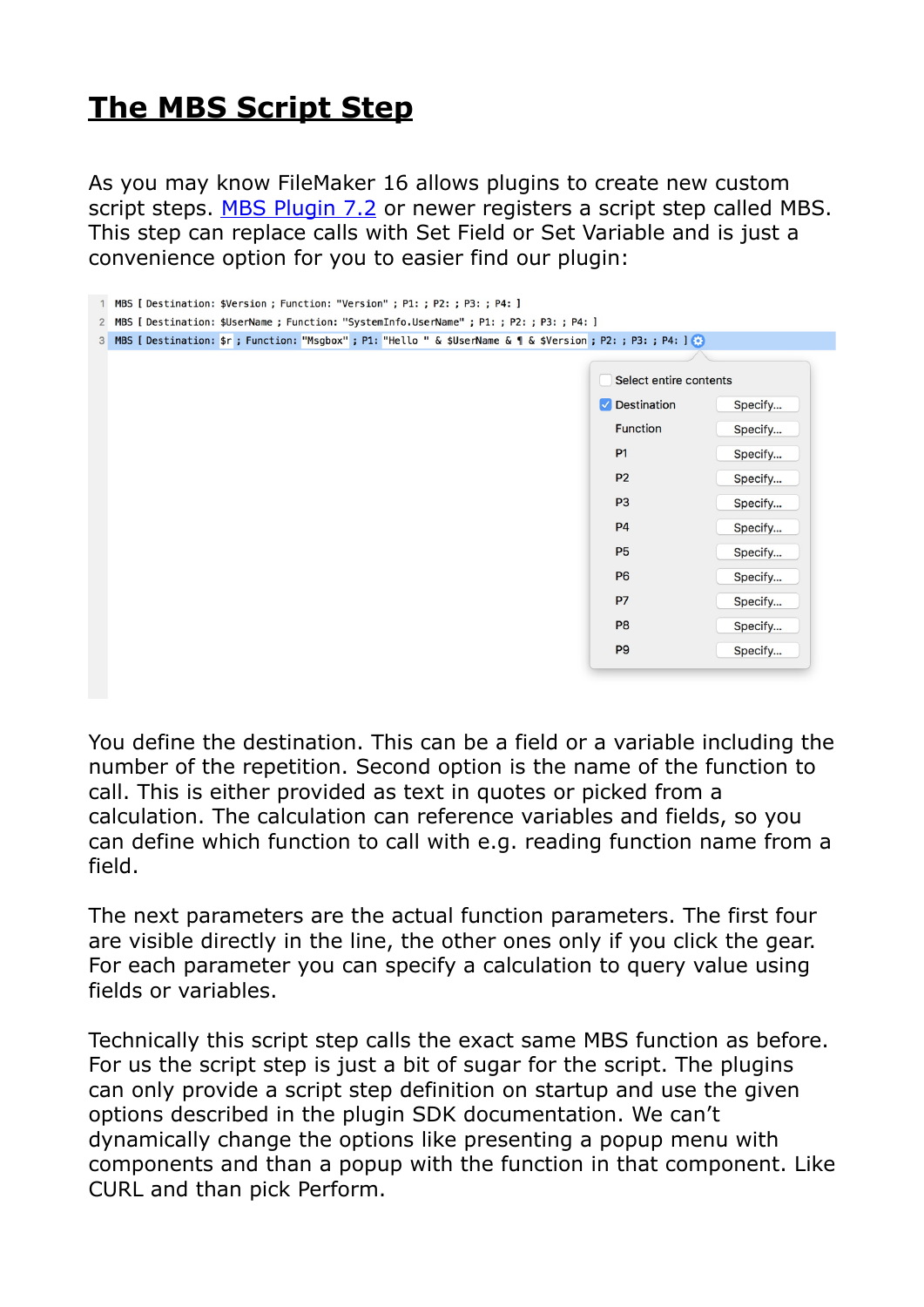# The MBS Script Step

As you may know FileMaker 16 allows plugins to create new custom script steps. [MBS Plugin 7.2](#) or newer registers a script step called MBS. This step can replace calls with Set Field or Set Variable and is just a convenience option for you to easier find our plugin:

```
1  MBS [ Destination: $Version ; Function: "Version" ; P1: ; P2: ; P3: ; P4: ]
2  MBS [ Destination: $UserName ; Function: "SystemInfo.UserName" ; P1: ; P2: ; P3: ; P4: ]
3  MBS [ Destination: $r ; Function: "Msgbox" ; P1: "Hello " & $UserName & ¶ & $Version ; P2: ; P3: ; P4: ]
```

| | | |
|---|---|---|
| ☐ | Select entire contents | |
| ☑ | Destination | Specify... |
| | Function | Specify... |
| | P1 | Specify... |
| | P2 | Specify... |
| | P3 | Specify... |
| | P4 | Specify... |
| | P5 | Specify... |
| | P6 | Specify... |
| | P7 | Specify... |
| | P8 | Specify... |
| | P9 | Specify... |

You define the destination. This can be a field or a variable including the number of the repetition. Second option is the name of the function to call. This is either provided as text in quotes or picked from a calculation. The calculation can reference variables and fields, so you can define which function to call with e.g. reading function name from a field.

The next parameters are the actual function parameters. The first four are visible directly in the line, the other ones only if you click the gear. For each parameter you can specify a calculation to query value using fields or variables.

Technically this script step calls the exact same MBS function as before. For us the script step is just a bit of sugar for the script. The plugins can only provide a script step definition on startup and use the given options described in the plugin SDK documentation. We can't dynamically change the options like presenting a popup menu with components and than a popup with the function in that component. Like CURL and than pick Perform.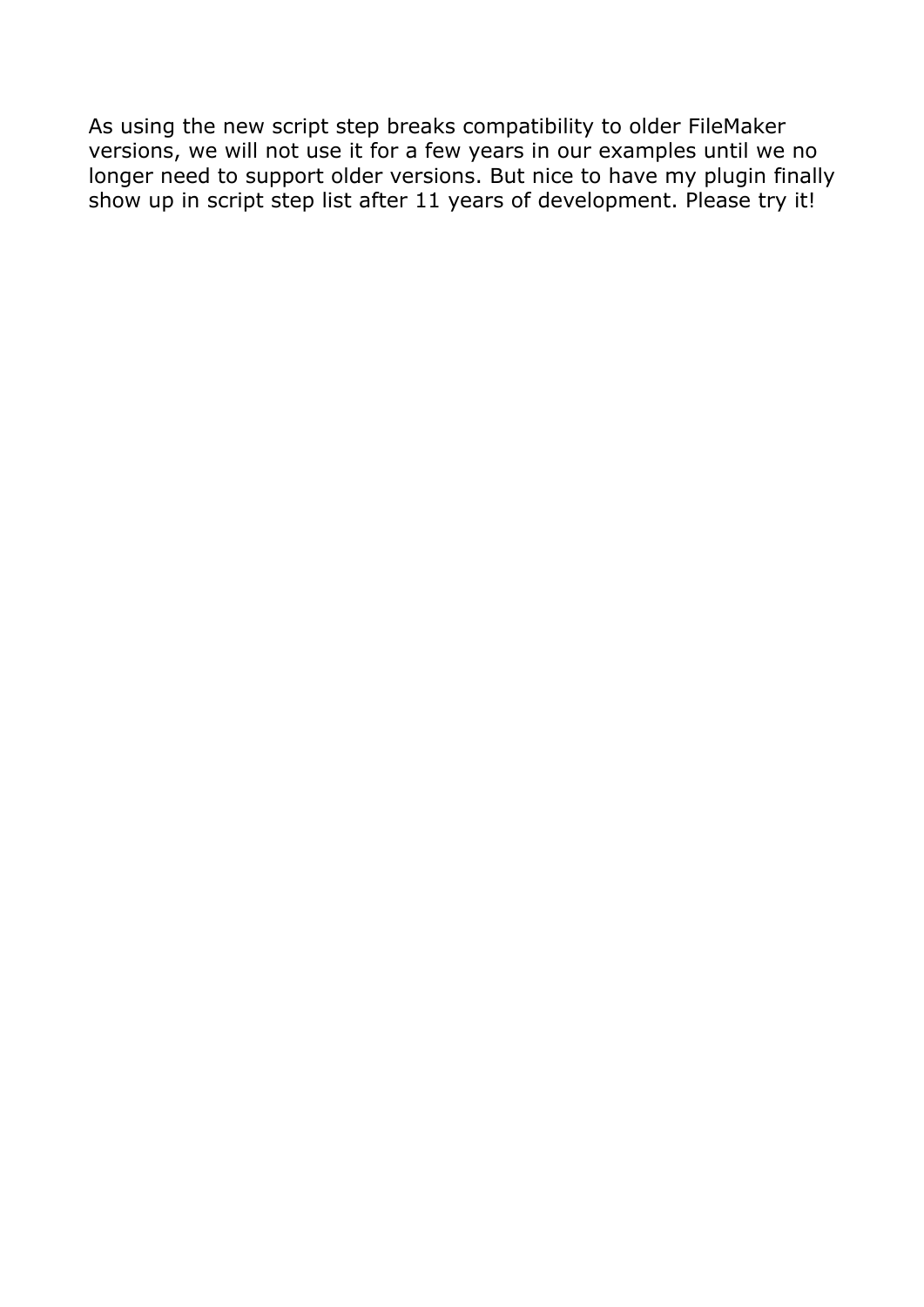As using the new script step breaks compatibility to older FileMaker versions, we will not use it for a few years in our examples until we no longer need to support older versions. But nice to have my plugin finally show up in script step list after 11 years of development. Please try it!